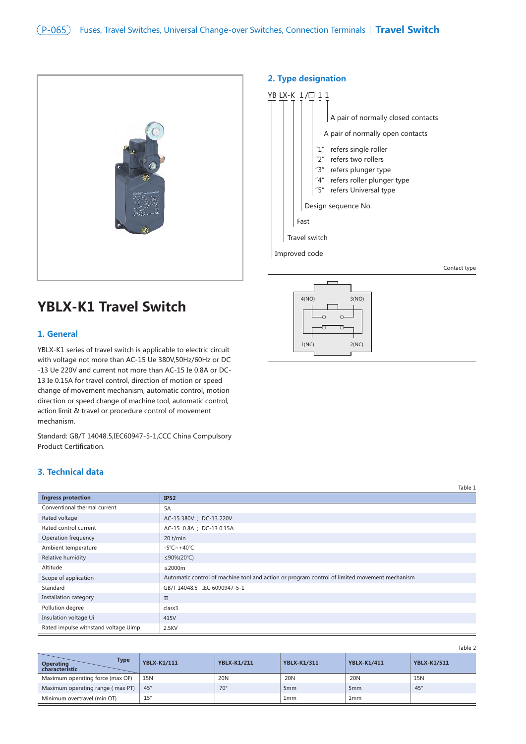# YBLX-K1 Travel Switch

## 1. General

YBLX-K1 series of travel switch is applicable to electric circuit with voltage not more than AC-15 Ue 380V,50Hz/60Hz or DC -13 Ue 220V and current not more than AC-15 Ie 0.8A or DC-13 Ie 0.15A for travel control, direction of motion or speed change of movement mechanism, automatic control, motion direction or speed change of machine tool, automatic control, action limit & travel or procedure control of movement mechanism.

Standard: GB/T 14048.5,IEC60947-5-1,CCC China Compulsory Product Certification.

## 2. Type designation

YB LX-K 1/□ 1 1

- A pair of normally closed contacts
- A pair of normally open contacts
- "1" refers single roller
- "2" refers two rollers
- "3" refers plunger type
- "4" refers roller plunger type
- "5" refers Universal type
- Design sequence No.
- Fast
- Travel switch
- Improved code

Contact type

4(NO) 3(NO)
1(NC) 2(NC)

## 3. Technical data

Table 1

| Ingress protection | IP52 |
|---|---|
| Conventional thermal current | 5A |
| Rated voltage | AC-15 380V ; DC-13 220V |
| Rated control current | AC-15 0.8A ; DC-13 0.15A |
| Operation frequency | 20 t/min |
| Ambient temperature | -5℃~+40℃ |
| Relative humidity | ≤90%(20℃) |
| Altitude | ≤2000m |
| Scope of application | Automatic control of machine tool and action or program control of limited movement mechanism |
| Standard | GB/T 14048.5 IEC 6090947-5-1 |
| Installation category | Ⅱ |
| Pollution degree | class3 |
| Insulation voltage Ui | 415V |
| Rated impulse withstand voltage Uimp | 2.5KV |

Table 2

| Type / Operating characteristic | YBLX-K1/111 | YBLX-K1/211 | YBLX-K1/311 | YBLX-K1/411 | YBLX-K1/511 |
|---|---|---|---|---|---|
| Maximum operating force (max OF) | 15N | 20N | 20N | 20N | 15N |
| Maximum operating range ( max PT) | 45° | 70° | 5mm | 5mm | 45° |
| Minimum overtravel (min OT) | 15° | | 1mm | 1mm | |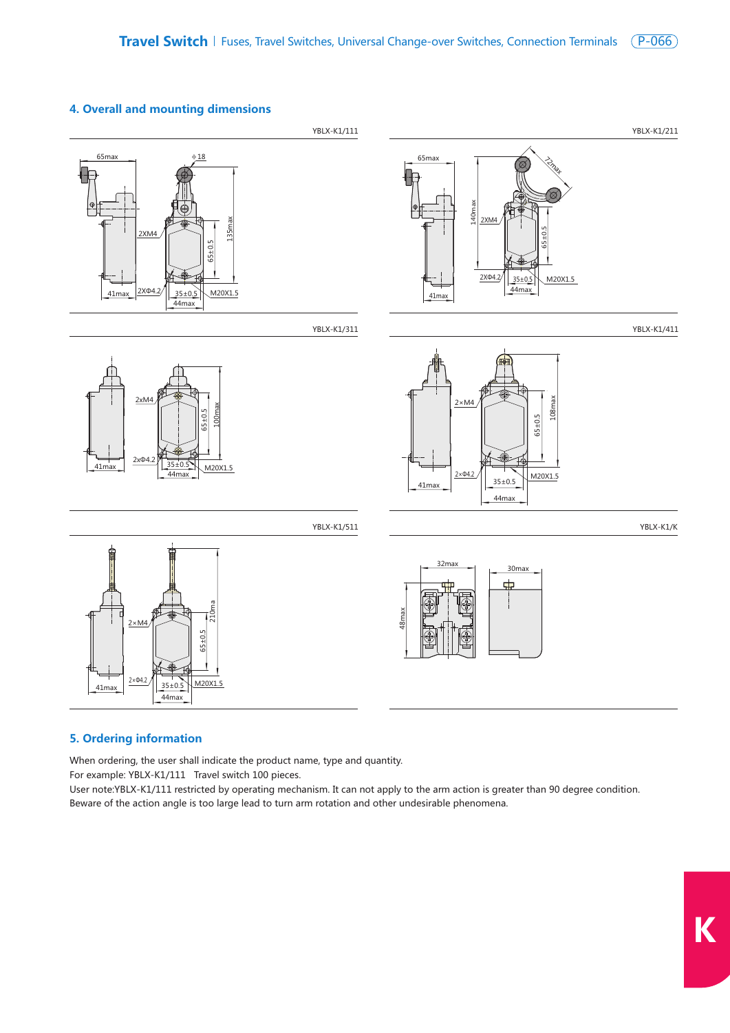## 4. Overall and mounting dimensions

YBLX-K1/111

65max
⌀18
2XM4
135max
65±0.5
41max
2XΦ4.2
35±0.5
M20X1.5
44max

YBLX-K1/211

65max
72max
140max
2XM4
65±0.5
2XΦ4.2
35±0.5
M20X1.5
44max
41max

YBLX-K1/311

2xM4
65±0.5
100max
2xΦ4.2
35±0.5
41max
44max
M20X1.5

YBLX-K1/411

2×M4
108max
65±0.5
2×Φ4.2
M20X1.5
41max
35±0.5
44max

YBLX-K1/511

2×M4
210ma
65±0.5
2×Φ4.2
35±0.5
M20X1.5
41max
44max

YBLX-K1/K

32max
30max
48max

## 5. Ordering information

When ordering, the user shall indicate the product name, type and quantity.

For example: YBLX-K1/111 Travel switch 100 pieces.

User note:YBLX-K1/111 restricted by operating mechanism. It can not apply to the arm action is greater than 90 degree condition. Beware of the action angle is too large lead to turn arm rotation and other undesirable phenomena.